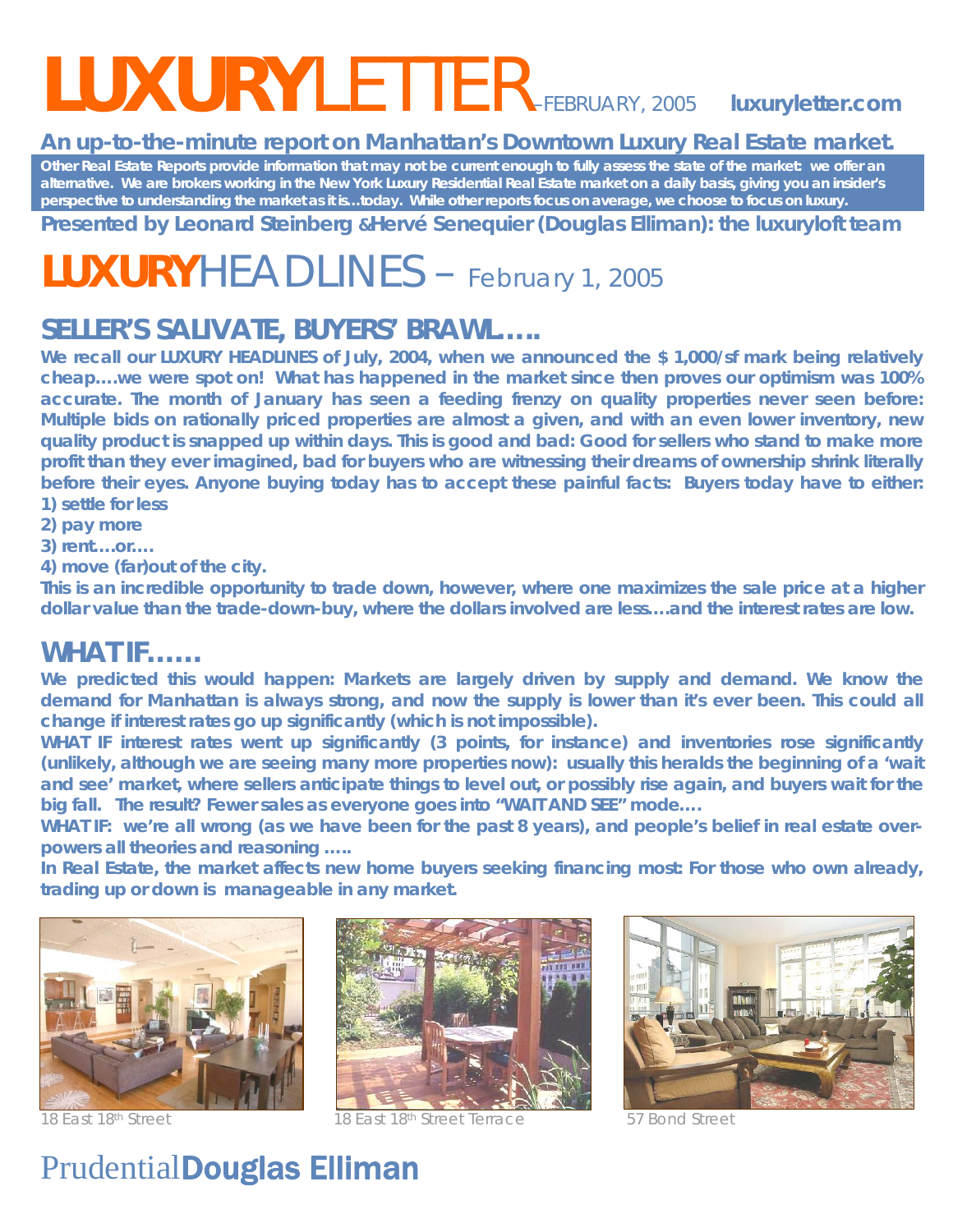# LUXURYLETTER – FEBRUARY, 2005 luxuryletter.com

**An up-to-the-minute report on Manhattan's Downtown Luxury Real Estate market.**

**Other Real Estate Reports provide information that may not be current enough to fully assess the state of the market: we offer an alternative. We are brokers working in the New York Luxury Residential Real Estate market on a daily basis, giving you an insider's perspective to understanding the market as it is…today. While other reports focus on average, we choose to focus on luxury.**

**Presented by Leonard Steinberg &Hervé Senequier (Douglas Elliman): the luxuryloft team**

# LUXURYHEADLINES – February 1, 2005

## SELLER'S SALIVATE, BUYERS' BRAWL…..

**We recall our LUXURY HEADLINES of July, 2004, when we announced the $ 1,000/sf mark being relatively cheap….we were spot on! What has happened in the market since then proves our optimism was 100% accurate. The month of January has seen a feeding frenzy on quality properties never seen before: Multiple bids on rationally priced properties are almost a given, and with an even lower inventory, new quality product is snapped up within days. This is good and bad: Good for sellers who stand to make more profit than they ever imagined, bad for buyers who are witnessing their dreams of ownership shrink literally before their eyes. Anyone buying today has to accept these painful facts: Buyers today have to either:**

**1) settle for less**

**2) pay more**

**3) rent….or….**

**4) move (far)out of the city.**

**This is an incredible opportunity to trade down, however, where one maximizes the sale price at a higher dollar value than the trade-down-buy, where the dollars involved are less….and the interest rates are low.**

## WHAT IF……

**We predicted this would happen: Markets are largely driven by supply and demand. We know the demand for Manhattan is always strong, and now the supply is lower than it's ever been. This could all change if interest rates go up significantly (which is not impossible).**

**WHAT IF interest rates went up significantly (3 points, for instance) and inventories rose significantly (unlikely, although we are seeing many more properties now): usually this heralds the beginning of a 'wait and see' market, where sellers anticipate things to level out, or possibly rise again, and buyers wait for the big fall. The result? Fewer sales as everyone goes into "WAIT AND SEE" mode….**

**WHAT IF: we're all wrong (as we have been for the past 8 years), and people's belief in real estate over-powers all theories and reasoning …..**

**In Real Estate, the market affects new home buyers seeking financing most: For those who own already, trading up or down is manageable in any market.**

18 East 18th Street

18 East 18th Street Terrace

57 Bond Street

PrudentialDouglas Elliman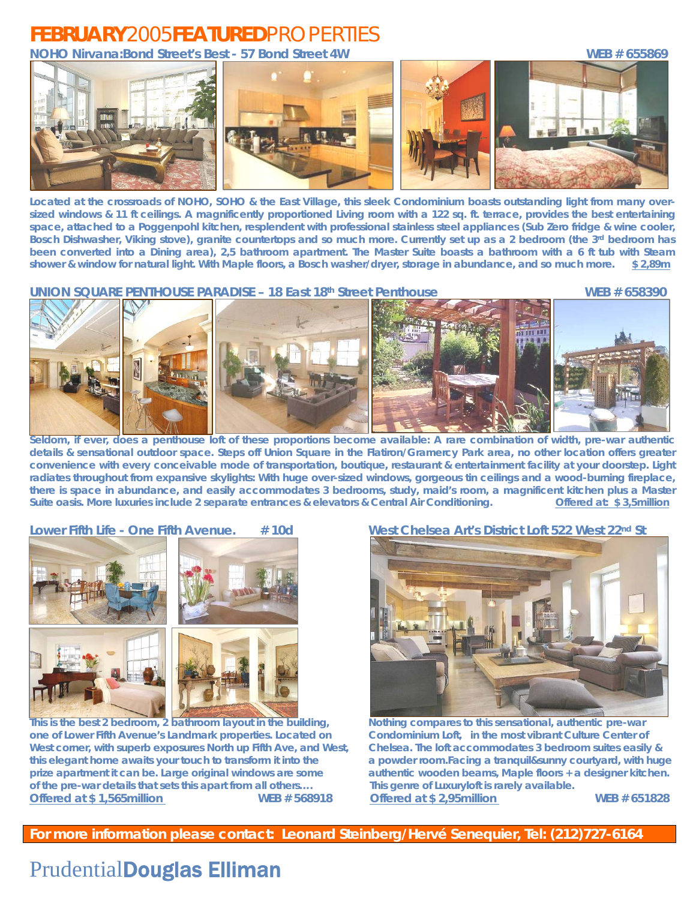# FEBRUARY 2005 FEATURED PROPERTIES

## NOHO Nirvana: Bond Street's Best - 57 Bond Street 4W

**WEB # 655869**

Located at the crossroads of NOHO, SOHO & the East Village, this sleek Condominium boasts outstanding light from many over-sized windows & 11 ft ceilings. A magnificently proportioned Living room with a 122 sq. ft. terrace, provides the best entertaining space, attached to a Poggenpohl kitchen, resplendent with professional stainless steel appliances (Sub Zero fridge & wine cooler, Bosch Dishwasher, Viking stove), granite countertops and so much more. Currently set up as a 2 bedroom (the 3rd bedroom has been converted into a Dining area), 2,5 bathroom apartment. The Master Suite boasts a bathroom with a 6 ft tub with Steam shower & window for natural light. With Maple floors, a Bosch washer/dryer, storage in abundance, and so much more. **$ 2,89m**

## UNION SQUARE PENTHOUSE PARADISE – 18 East 18th Street Penthouse

**WEB # 658390**

Seldom, if ever, does a penthouse loft of these proportions become available: A rare combination of width, pre-war authentic details & sensational outdoor space. Steps off Union Square in the Flatiron/Gramercy Park area, no other location offers greater convenience with every conceivable mode of transportation, boutique, restaurant & entertainment facility at your doorstep. Light radiates throughout from expansive skylights: With huge over-sized windows, gorgeous tin ceilings and a wood-burning fireplace, there is space in abundance, and easily accommodates 3 bedrooms, study, maid's room, a magnificent kitchen plus a Master Suite oasis. More luxuries include 2 separate entrances & elevators & Central Air Conditioning. **Offered at: $ 3,5million**

## Lower Fifth Life - One Fifth Avenue. # 10d

This is the best 2 bedroom, 2 bathroom layout in the building, one of Lower Fifth Avenue's Landmark properties. Located on West corner, with superb exposures North up Fifth Ave, and West, this elegant home awaits your touch to transform it into the prize apartment it can be. Large original windows are some of the pre-war details that sets this apart from all others….

**Offered at $ 1,565million** **WEB # 568918**

## West Chelsea Art's District Loft 522 West 22nd St

Nothing compares to this sensational, authentic pre-war Condominium Loft, in the most vibrant Culture Center of Chelsea. The loft accommodates 3 bedroom suites easily & a powder room.Facing a tranquil&sunny courtyard, with huge authentic wooden beams, Maple floors + a designer kitchen. This genre of Luxuryloft is rarely available.

**Offered at $ 2,95million** **WEB # 651828**

**For more information please contact: Leonard Steinberg/Hervé Senequier, Tel: (212)727-6164**

Prudential**Douglas Elliman**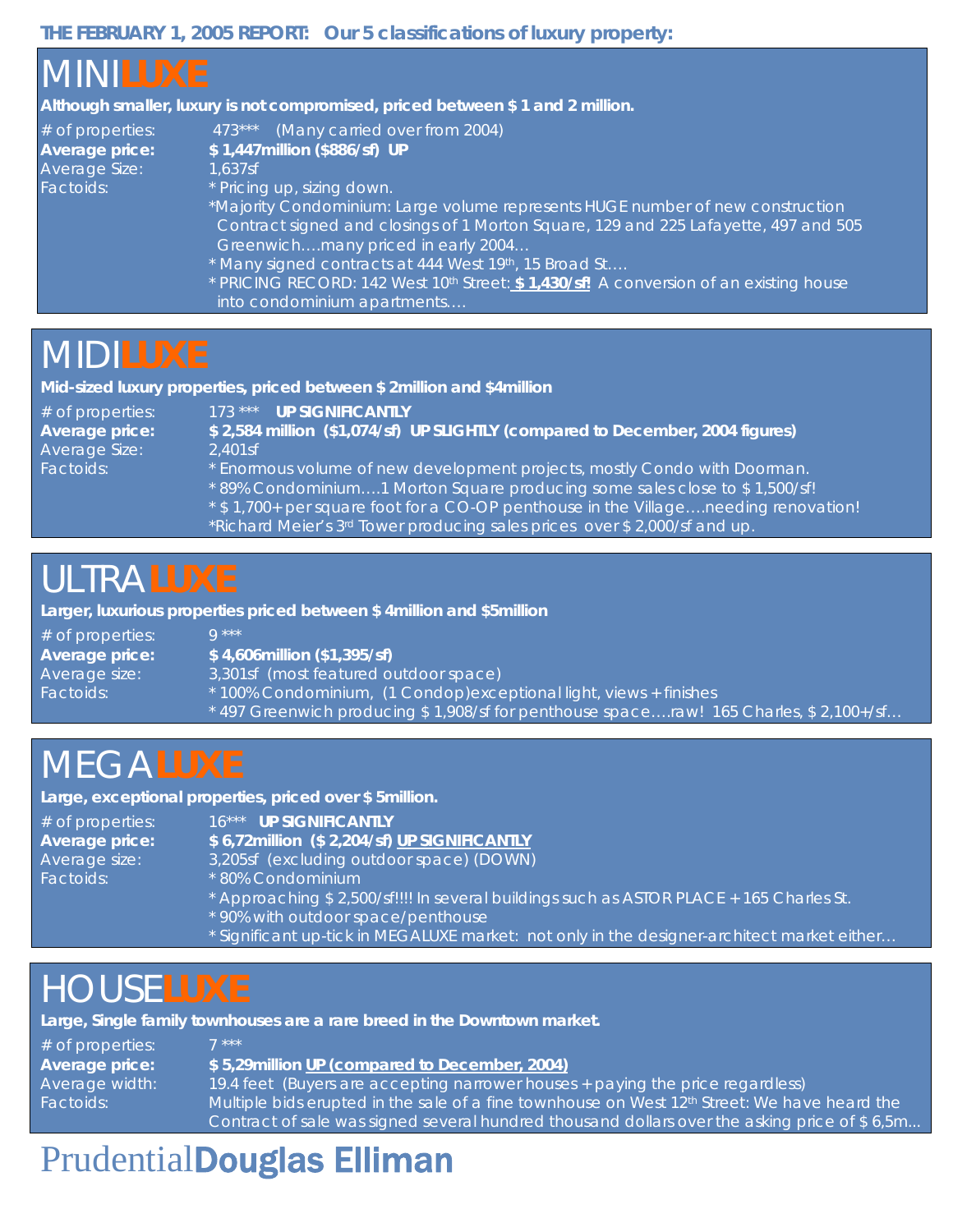**THE FEBRUARY 1, 2005 REPORT: Our 5 classifications of luxury property:**

## MINI**LUXE**

**Although smaller, luxury is not compromised, priced between $ 1 and 2 million.**

# of properties: 473*** (Many carried over from 2004)
**Average price: $ 1,447million ($886/sf) UP**
Average Size: 1,637sf
Factoids:
* Pricing up, sizing down.
*Majority Condominium: Large volume represents HUGE number of new construction Contract signed and closings of 1 Morton Square, 129 and 225 Lafayette, 497 and 505 Greenwich….many priced in early 2004…
* Many signed contracts at 444 West 19th, 15 Broad St….
* PRICING RECORD: 142 West 10th Street: **$ 1,430/sf!** A conversion of an existing house into condominium apartments….

## MIDI**LUXE**

**Mid-sized luxury properties, priced between $ 2million and $4million**

# of properties: 173 *** **UP SIGNIFICANTLY**
**Average price: $ 2,584 million ($1,074/sf) UP SLIGHTLY (compared to December, 2004 figures)**
Average Size: 2,401sf
Factoids:
* Enormous volume of new development projects, mostly Condo with Doorman.
* 89% Condominium….1 Morton Square producing some sales close to $ 1,500/sf!
* $ 1,700+ per square foot for a CO-OP penthouse in the Village….needing renovation!
*Richard Meier's 3rd Tower producing sales prices over $ 2,000/sf and up.

## ULTRA**LUXE**

**Larger, luxurious properties priced between $ 4million and $5million**

# of properties: 9 ***
**Average price: $ 4,606million ($1,395/sf)**
Average size: 3,301sf (most featured outdoor space)
Factoids:
* 100% Condominium, (1 Condop)exceptional light, views + finishes
* 497 Greenwich producing $ 1,908/sf for penthouse space….raw! 165 Charles, $ 2,100+/sf…

## MEGA**LUXE**

**Large, exceptional properties, priced over $ 5million.**

# of properties: 16*** **UP SIGNIFICANTLY**
**Average price: $ 6,72million ($ 2,204/sf) UP SIGNIFICANTLY**
Average size: 3,205sf (excluding outdoor space) (DOWN)
Factoids:
* 80% Condominium
* Approaching $ 2,500/sf!!!! In several buildings such as ASTOR PLACE + 165 Charles St.
* 90% with outdoor space/penthouse
* Significant up-tick in MEGALUXE market: not only in the designer-architect market either…

## HOUSE**LUXE**

**Large, Single family townhouses are a rare breed in the Downtown market.**

# of properties: 7 ***
**Average price: $ 5,29million UP (compared to December, 2004)**
Average width: 19.4 feet (Buyers are accepting narrower houses + paying the price regardless)
Factoids: Multiple bids erupted in the sale of a fine townhouse on West 12th Street: We have heard the Contract of sale was signed several hundred thousand dollars over the asking price of $ 6,5m...

Prudential**Douglas Elliman**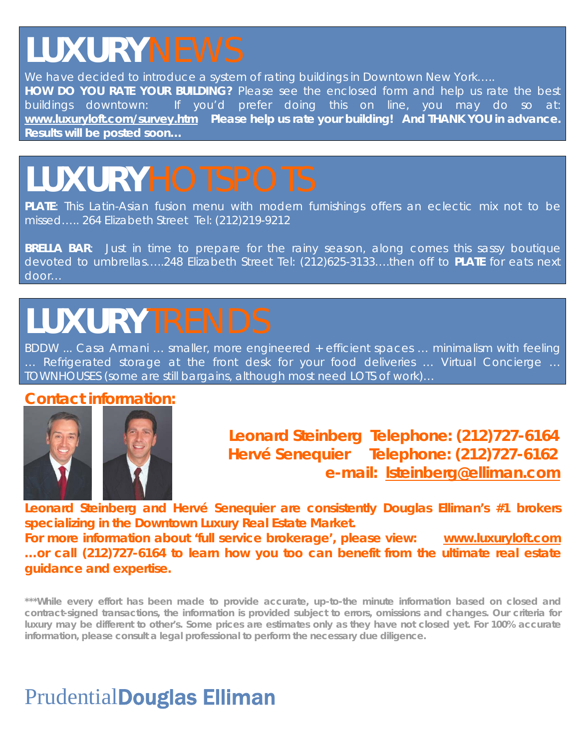# LUXURYNEWS

We have decided to introduce a system of rating buildings in Downtown New York…..

**HOW DO YOU RATE YOUR BUILDING?** Please see the enclosed form and help us rate the best buildings downtown: If you'd prefer doing this on line, you may do so at: **www.luxuryloft.com/survey.htm** **Please help us rate your building! And THANK YOU in advance. Results will be posted soon…**

# LUXURYHOTSPOTS

**PLATE**: This Latin-Asian fusion menu with modern furnishings offers an eclectic mix not to be missed….. 264 Elizabeth Street Tel: (212)219-9212

**BRELLA BAR**: Just in time to prepare for the rainy season, along comes this sassy boutique devoted to umbrellas…..248 Elizabeth Street Tel: (212)625-3133….then off to **PLATE** for eats next door…

# LUXURYTRENDS

BDDW … Casa Armani … smaller, more engineered + efficient spaces … minimalism with feeling … Refrigerated storage at the front desk for your food deliveries … Virtual Concierge … TOWNHOUSES (some are still bargains, although most need LOTS of work)…

## Contact information:

**Leonard Steinberg Telephone: (212)727-6164**
**Hervé Senequier Telephone: (212)727-6162**
**e-mail: lsteinberg@elliman.com**

**Leonard Steinberg and Hervé Senequier are consistently Douglas Elliman's #1 brokers specializing in the Downtown Luxury Real Estate Market.**
**For more information about 'full service brokerage', please view: www.luxuryloft.com**
**…or call (212)727-6164 to learn how you too can benefit from the ultimate real estate guidance and expertise.**

***While every effort has been made to provide accurate, up-to-the minute information based on closed and contract-signed transactions, the information is provided subject to errors, omissions and changes. Our criteria for luxury may be different to other's. Some prices are estimates only as they have not closed yet. For 100% accurate information, please consult a legal professional to perform the necessary due diligence.

Prudential**Douglas Elliman**